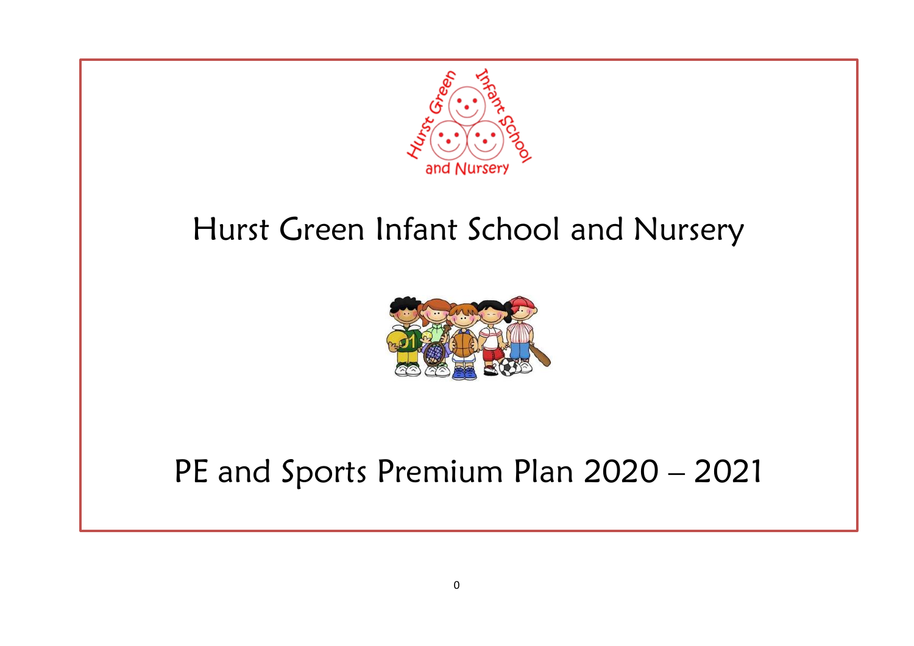# Hurst Green Infant School and Nursery

# PE and Sports Premium Plan 2020 – 2021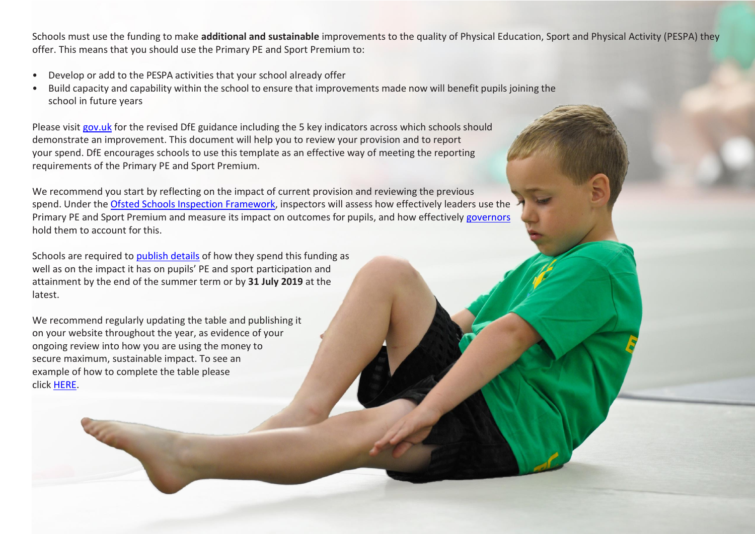Schools must use the funding to make **additional and sustainable** improvements to the quality of Physical Education, Sport and Physical Activity (PESPA) they offer. This means that you should use the Primary PE and Sport Premium to:

- Develop or add to the PESPA activities that your school already offer
- Build capacity and capability within the school to ensure that improvements made now will benefit pupils joining the school in future years

Please visit gov.uk for the revised DfE guidance including the 5 key indicators across which schools should demonstrate an improvement. This document will help you to review your provision and to report your spend. DfE encourages schools to use this template as an effective way of meeting the reporting requirements of the Primary PE and Sport Premium.

We recommend you start by reflecting on the impact of current provision and reviewing the previous spend. Under the Ofsted Schools Inspection Framework, inspectors will assess how effectively leaders use the Primary PE and Sport Premium and measure its impact on outcomes for pupils, and how effectively governors hold them to account for this.

Schools are required to publish details of how they spend this funding as well as on the impact it has on pupils' PE and sport participation and attainment by the end of the summer term or by **31 July 2019** at the latest.

We recommend regularly updating the table and publishing it on your website throughout the year, as evidence of your ongoing review into how you are using the money to secure maximum, sustainable impact. To see an example of how to complete the table please click HERE.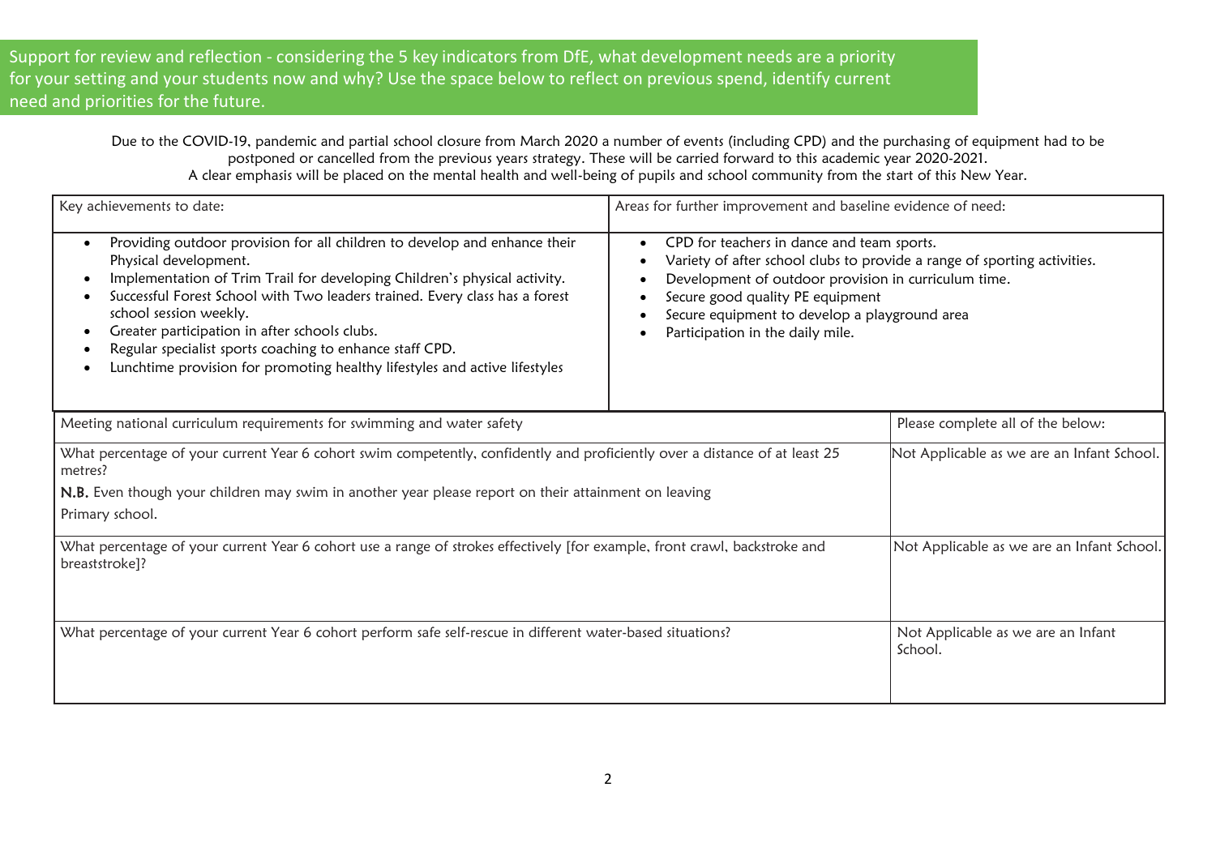Support for review and reflection - considering the 5 key indicators from DfE, what development needs are a priority for your setting and your students now and why? Use the space below to reflect on previous spend, identify current need and priorities for the future.

Due to the COVID-19, pandemic and partial school closure from March 2020 a number of events (including CPD) and the purchasing of equipment had to be postponed or cancelled from the previous years strategy. These will be carried forward to this academic year 2020-2021.
A clear emphasis will be placed on the mental health and well-being of pupils and school community from the start of this New Year.

| Key achievements to date: | Areas for further improvement and baseline evidence of need: |
| --- | --- |
| • Providing outdoor provision for all children to develop and enhance their Physical development.<br>• Implementation of Trim Trail for developing Children's physical activity.<br>• Successful Forest School with Two leaders trained. Every class has a forest school session weekly.<br>• Greater participation in after schools clubs.<br>• Regular specialist sports coaching to enhance staff CPD.<br>• Lunchtime provision for promoting healthy lifestyles and active lifestyles | • CPD for teachers in dance and team sports.<br>• Variety of after school clubs to provide a range of sporting activities.<br>• Development of outdoor provision in curriculum time.<br>• Secure good quality PE equipment<br>• Secure equipment to develop a playground area<br>• Participation in the daily mile. |

| Meeting national curriculum requirements for swimming and water safety | Please complete all of the below: |
| --- | --- |
| What percentage of your current Year 6 cohort swim competently, confidently and proficiently over a distance of at least 25 metres?<br>**N.B.** Even though your children may swim in another year please report on their attainment on leaving Primary school. | Not Applicable as we are an Infant School. |
| What percentage of your current Year 6 cohort use a range of strokes effectively [for example, front crawl, backstroke and breaststroke]? | Not Applicable as we are an Infant School. |
| What percentage of your current Year 6 cohort perform safe self-rescue in different water-based situations? | Not Applicable as we are an Infant School. |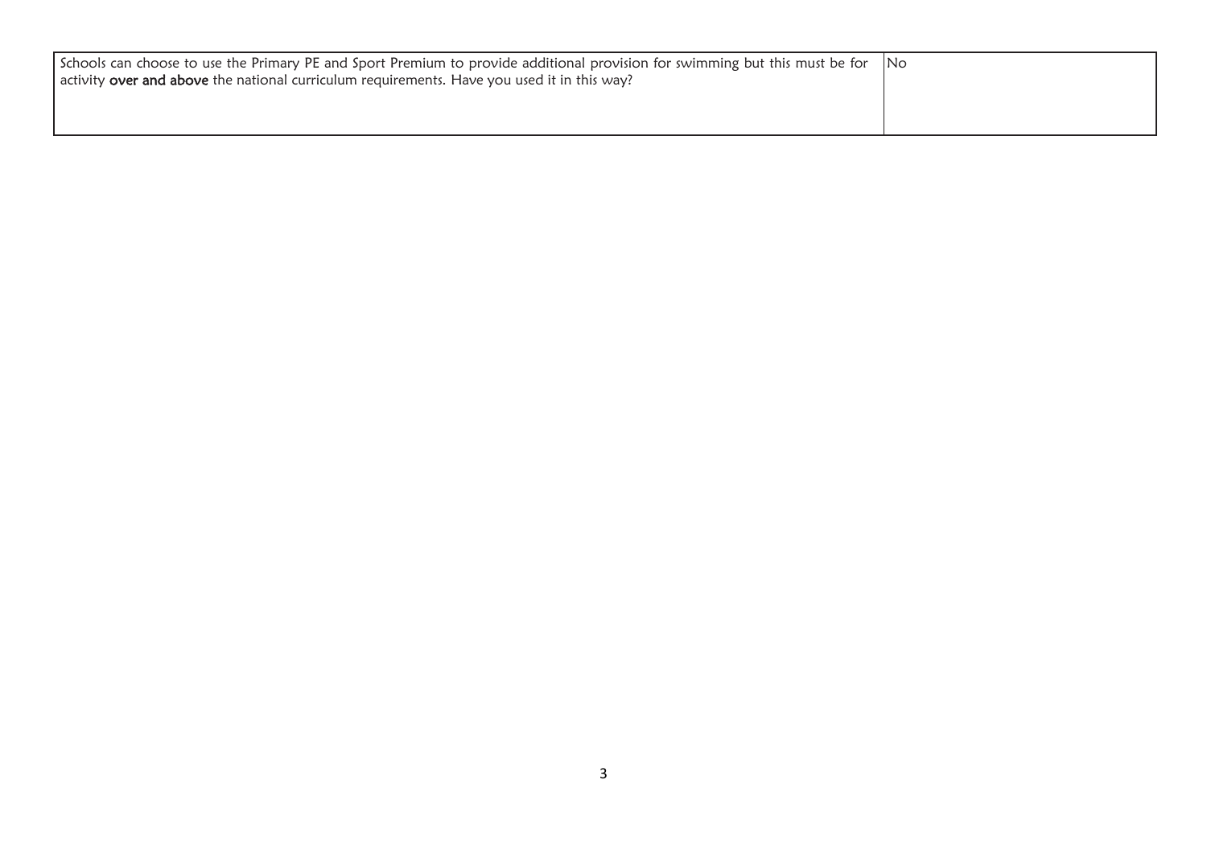| | |
|---|---|
| Schools can choose to use the Primary PE and Sport Premium to provide additional provision for swimming but this must be for activity **over and above** the national curriculum requirements. Have you used it in this way? | No |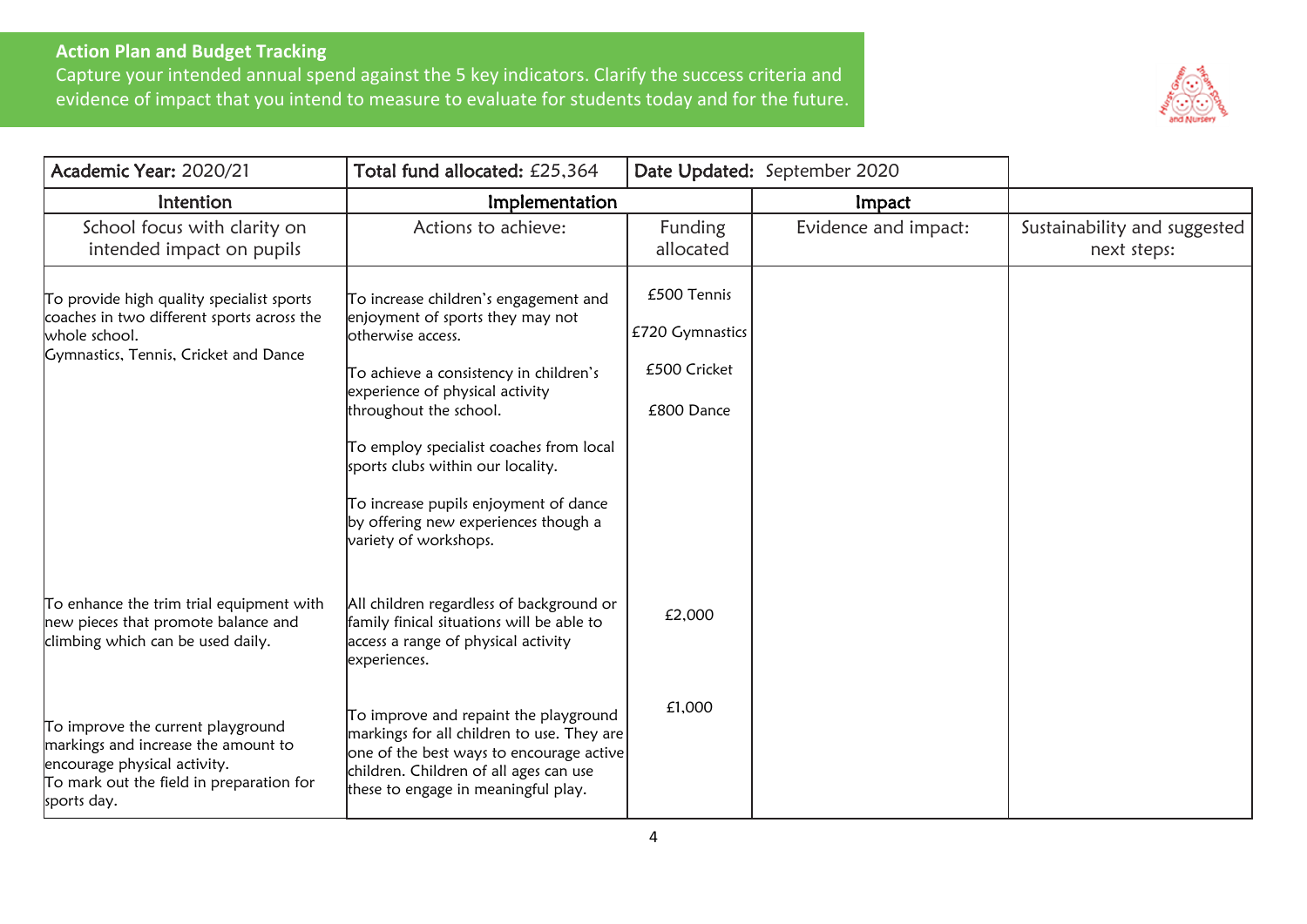**Action Plan and Budget Tracking**

Capture your intended annual spend against the 5 key indicators. Clarify the success criteria and evidence of impact that you intend to measure to evaluate for students today and for the future.

| Academic Year: 2020/21 | Total fund allocated: £25,364 | Date Updated: September 2020 | | |
|---|---|---|---|---|
| **Intention** | **Implementation** | | **Impact** | |
| School focus with clarity on intended impact on pupils | Actions to achieve: | Funding allocated | Evidence and impact: | Sustainability and suggested next steps: |
| To provide high quality specialist sports coaches in two different sports across the whole school.<br>Gymnastics, Tennis, Cricket and Dance | To increase children's engagement and enjoyment of sports they may not otherwise access.<br><br>To achieve a consistency in children's experience of physical activity throughout the school.<br><br>To employ specialist coaches from local sports clubs within our locality.<br><br>To increase pupils enjoyment of dance by offering new experiences though a variety of workshops. | £500 Tennis<br><br>£720 Gymnastics<br><br>£500 Cricket<br><br>£800 Dance | | |
| To enhance the trim trial equipment with new pieces that promote balance and climbing which can be used daily. | All children regardless of background or family finical situations will be able to access a range of physical activity experiences. | £2,000 | | |
| To improve the current playground markings and increase the amount to encourage physical activity.<br>To mark out the field in preparation for sports day. | To improve and repaint the playground markings for all children to use. They are one of the best ways to encourage active children. Children of all ages can use these to engage in meaningful play. | £1,000 | | |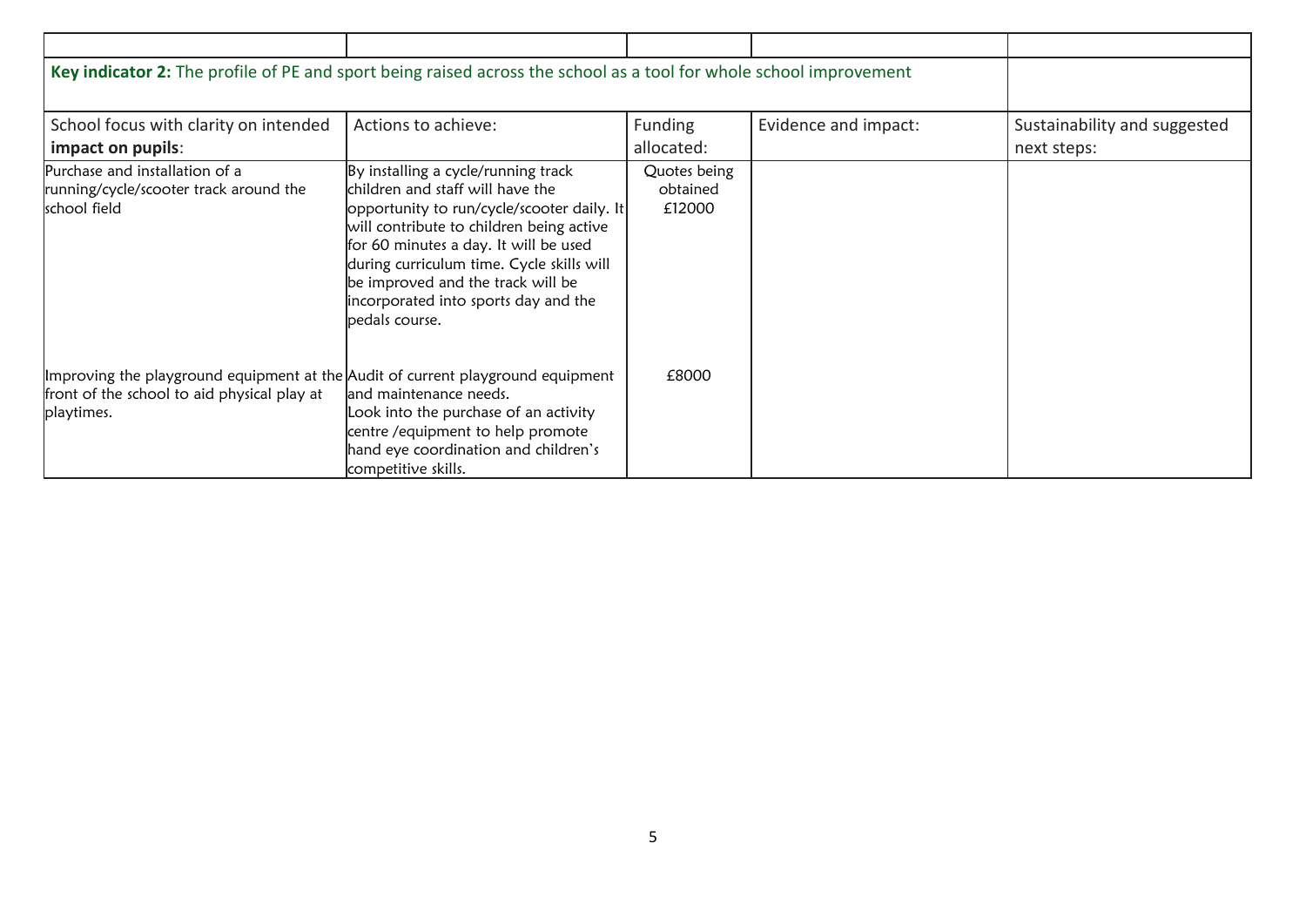| | | | | |
|---|---|---|---|---|
| **Key indicator 2:** The profile of PE and sport being raised across the school as a tool for whole school improvement | | | | |
| School focus with clarity on intended **impact on pupils**: | Actions to achieve: | Funding allocated: | Evidence and impact: | Sustainability and suggested next steps: |
| Purchase and installation of a running/cycle/scooter track around the school field | By installing a cycle/running track children and staff will have the opportunity to run/cycle/scooter daily. It will contribute to children being active for 60 minutes a day. It will be used during curriculum time. Cycle skills will be improved and the track will be incorporated into sports day and the pedals course. | Quotes being obtained £12000 | | |
| Improving the playground equipment at the front of the school to aid physical play at playtimes. | Audit of current playground equipment and maintenance needs. Look into the purchase of an activity centre /equipment to help promote hand eye coordination and children's competitive skills. | £8000 | | |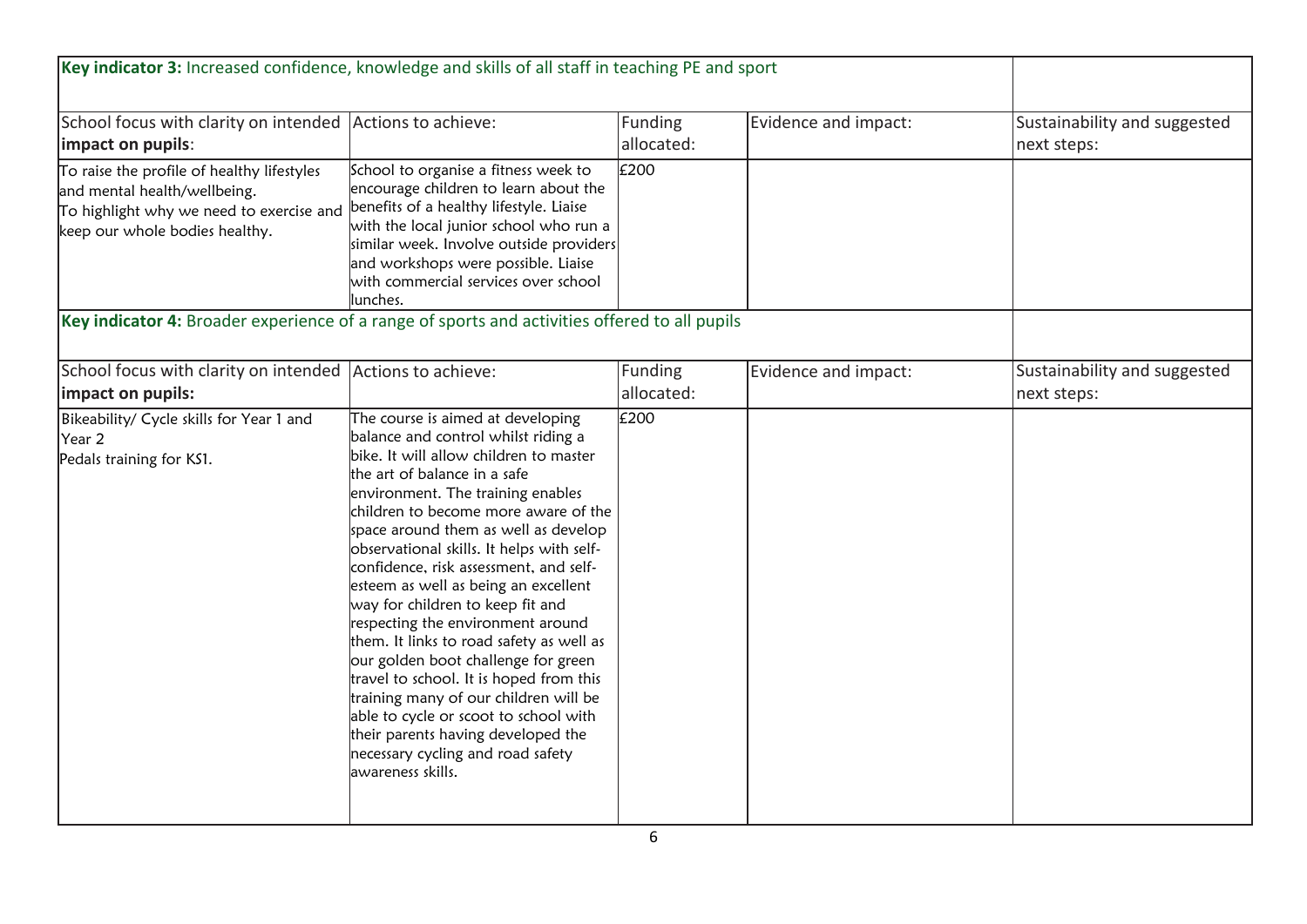**Key indicator 3:** Increased confidence, knowledge and skills of all staff in teaching PE and sport

| School focus with clarity on intended **impact on pupils**: | Actions to achieve: | Funding allocated: | Evidence and impact: | Sustainability and suggested next steps: |
|---|---|---|---|---|
| To raise the profile of healthy lifestyles and mental health/wellbeing. To highlight why we need to exercise and keep our whole bodies healthy. | School to organise a fitness week to encourage children to learn about the benefits of a healthy lifestyle. Liaise with the local junior school who run a similar week. Involve outside providers and workshops were possible. Liaise with commercial services over school lunches. | £200 | | |

**Key indicator 4:** Broader experience of a range of sports and activities offered to all pupils

| School focus with clarity on intended **impact on pupils:** | Actions to achieve: | Funding allocated: | Evidence and impact: | Sustainability and suggested next steps: |
|---|---|---|---|---|
| Bikeability/ Cycle skills for Year 1 and Year 2<br>Pedals training for KS1. | The course is aimed at developing balance and control whilst riding a bike. It will allow children to master the art of balance in a safe environment. The training enables children to become more aware of the space around them as well as develop observational skills. It helps with self-confidence, risk assessment, and self-esteem as well as being an excellent way for children to keep fit and respecting the environment around them. It links to road safety as well as our golden boot challenge for green travel to school. It is hoped from this training many of our children will be able to cycle or scoot to school with their parents having developed the necessary cycling and road safety awareness skills. | £200 | | |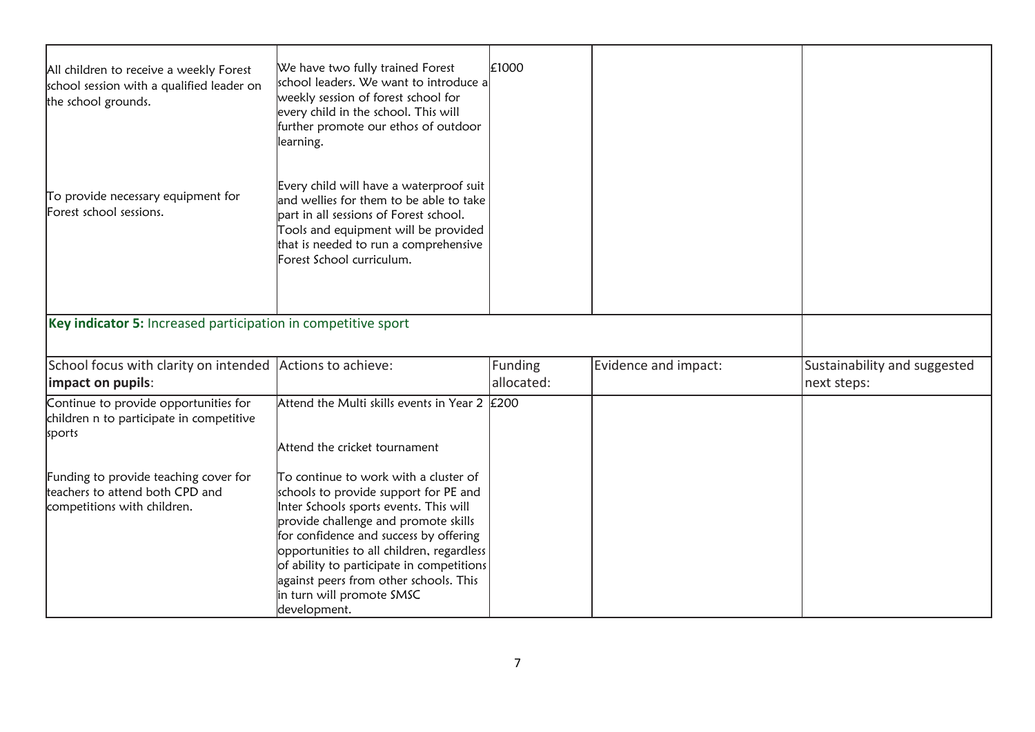| | | | | |
|---|---|---|---|---|
| All children to receive a weekly Forest school session with a qualified leader on the school grounds.<br><br>To provide necessary equipment for Forest school sessions. | We have two fully trained Forest school leaders. We want to introduce a weekly session of forest school for every child in the school. This will further promote our ethos of outdoor learning.<br><br>Every child will have a waterproof suit and wellies for them to be able to take part in all sessions of Forest school. Tools and equipment will be provided that is needed to run a comprehensive Forest School curriculum. | £1000 | | |

**Key indicator 5:** Increased participation in competitive sport

| School focus with clarity on intended **impact on pupils**: | Actions to achieve: | Funding allocated: | Evidence and impact: | Sustainability and suggested next steps: |
|---|---|---|---|---|
| Continue to provide opportunities for children n to participate in competitive sports<br><br>Funding to provide teaching cover for teachers to attend both CPD and competitions with children. | Attend the Multi skills events in Year 2<br><br>Attend the cricket tournament<br><br>To continue to work with a cluster of schools to provide support for PE and Inter Schools sports events. This will provide challenge and promote skills for confidence and success by offering opportunities to all children, regardless of ability to participate in competitions against peers from other schools. This in turn will promote SMSC development. | £200 | | |